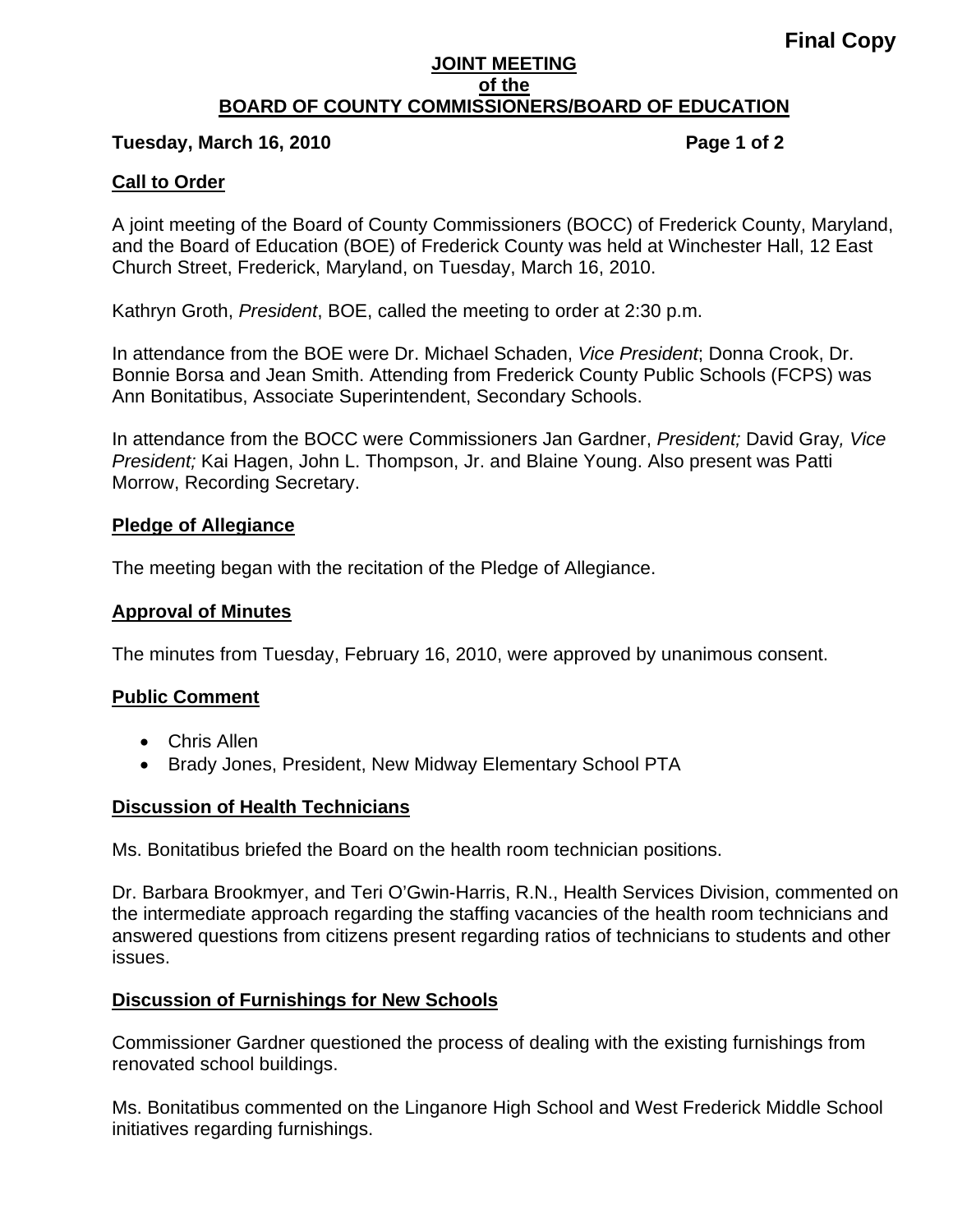**Final Copy**

# JOINT MEETING
# of the
# BOARD OF COUNTY COMMISSIONERS/BOARD OF EDUCATION

**Tuesday, March 16, 2010**

## Call to Order

A joint meeting of the Board of County Commissioners (BOCC) of Frederick County, Maryland, and the Board of Education (BOE) of Frederick County was held at Winchester Hall, 12 East Church Street, Frederick, Maryland, on Tuesday, March 16, 2010.

Kathryn Groth, *President*, BOE, called the meeting to order at 2:30 p.m.

In attendance from the BOE were Dr. Michael Schaden, *Vice President*; Donna Crook, Dr. Bonnie Borsa and Jean Smith. Attending from Frederick County Public Schools (FCPS) was Ann Bonitatibus, Associate Superintendent, Secondary Schools.

In attendance from the BOCC were Commissioners Jan Gardner, *President;* David Gray*, Vice President;* Kai Hagen, John L. Thompson, Jr. and Blaine Young. Also present was Patti Morrow, Recording Secretary.

## Pledge of Allegiance

The meeting began with the recitation of the Pledge of Allegiance.

## Approval of Minutes

The minutes from Tuesday, February 16, 2010, were approved by unanimous consent.

## Public Comment

- Chris Allen
- Brady Jones, President, New Midway Elementary School PTA

## Discussion of Health Technicians

Ms. Bonitatibus briefed the Board on the health room technician positions.

Dr. Barbara Brookmyer, and Teri O'Gwin-Harris, R.N., Health Services Division, commented on the intermediate approach regarding the staffing vacancies of the health room technicians and answered questions from citizens present regarding ratios of technicians to students and other issues.

## Discussion of Furnishings for New Schools

Commissioner Gardner questioned the process of dealing with the existing furnishings from renovated school buildings.

Ms. Bonitatibus commented on the Linganore High School and West Frederick Middle School initiatives regarding furnishings.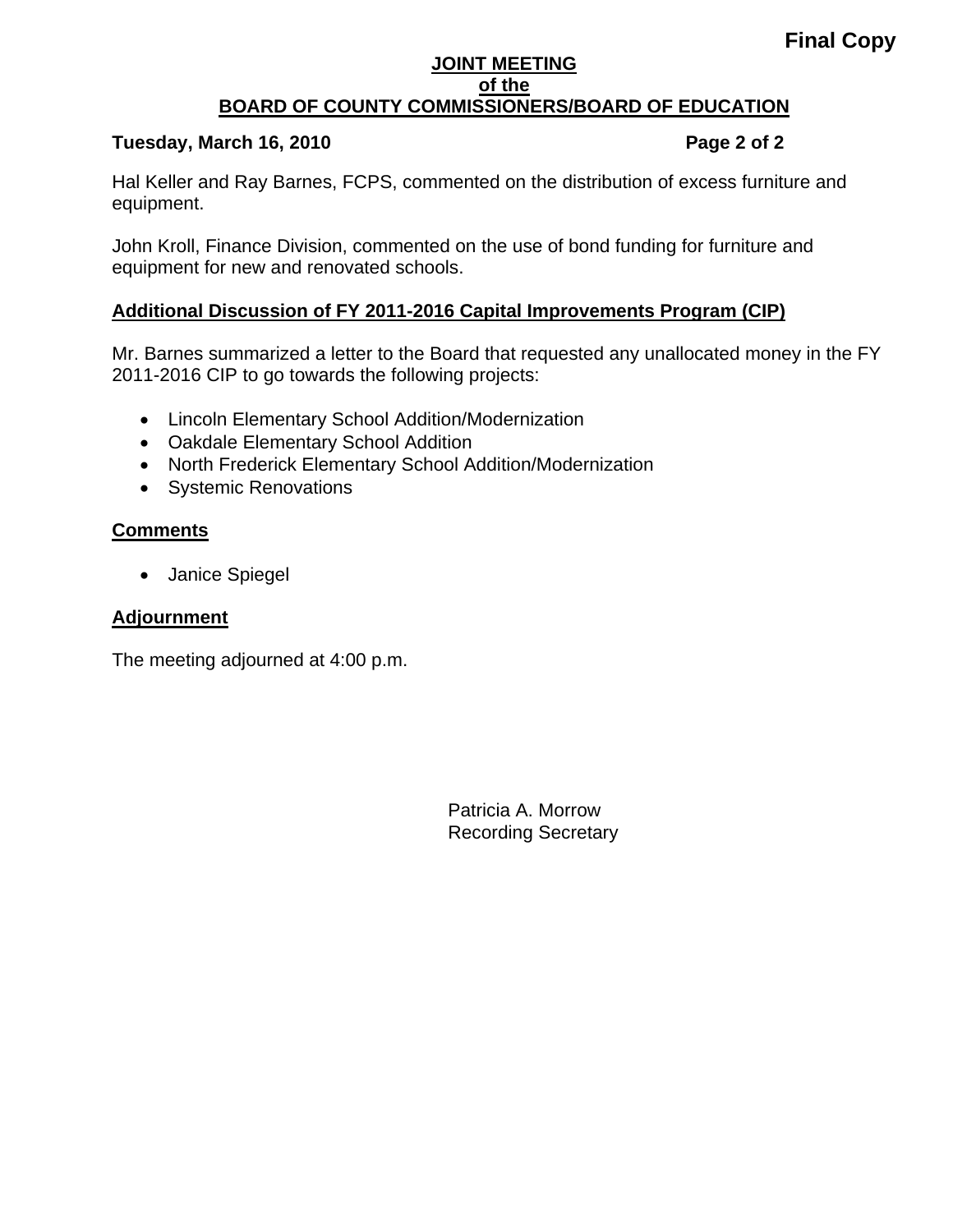**Final Copy**

**JOINT MEETING**
**of the**
**BOARD OF COUNTY COMMISSIONERS/BOARD OF EDUCATION**

**Tuesday, March 16, 2010**

Hal Keller and Ray Barnes, FCPS, commented on the distribution of excess furniture and equipment.

John Kroll, Finance Division, commented on the use of bond funding for furniture and equipment for new and renovated schools.

## Additional Discussion of FY 2011-2016 Capital Improvements Program (CIP)

Mr. Barnes summarized a letter to the Board that requested any unallocated money in the FY 2011-2016 CIP to go towards the following projects:

- Lincoln Elementary School Addition/Modernization
- Oakdale Elementary School Addition
- North Frederick Elementary School Addition/Modernization
- Systemic Renovations

## Comments

- Janice Spiegel

## Adjournment

The meeting adjourned at 4:00 p.m.

Patricia A. Morrow
Recording Secretary